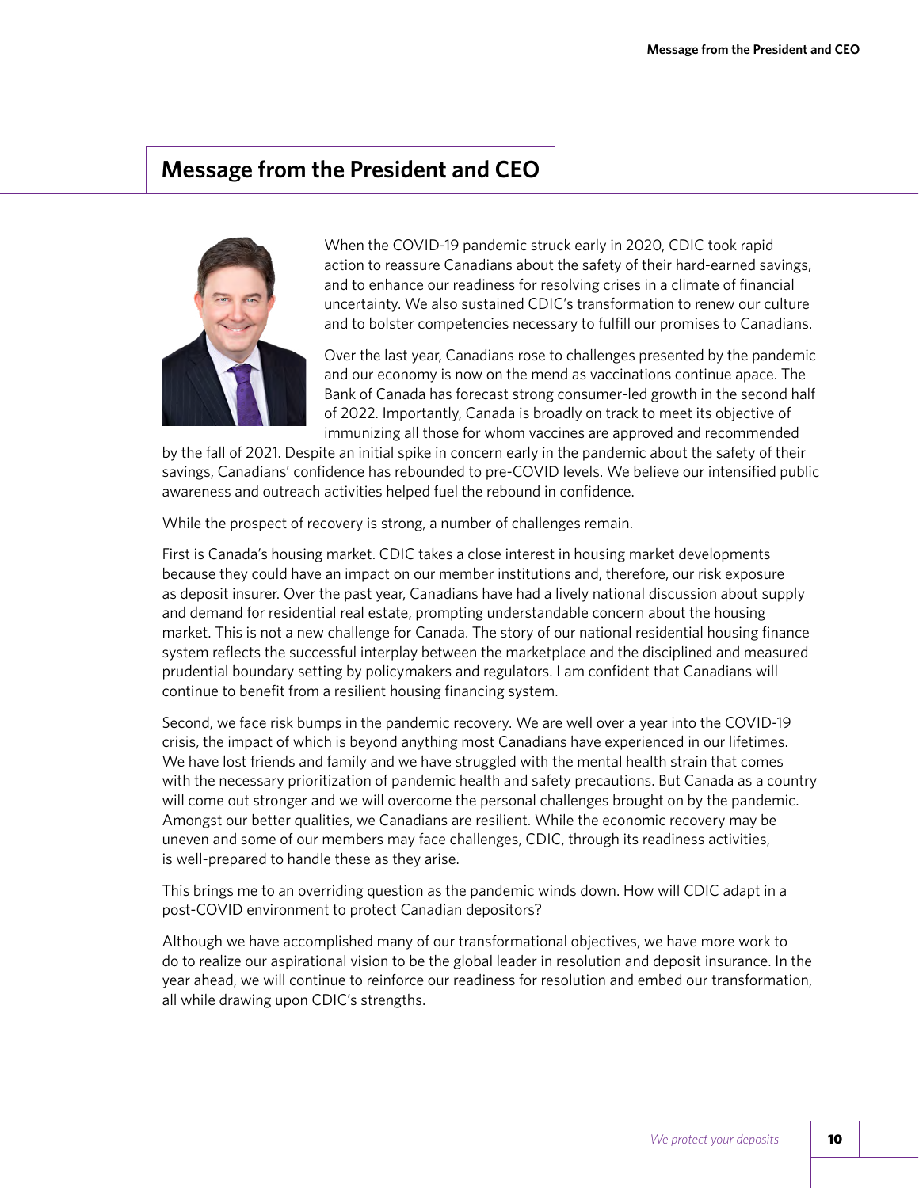# Message from the President and CEO

When the COVID-19 pandemic struck early in 2020, CDIC took rapid action to reassure Canadians about the safety of their hard-earned savings, and to enhance our readiness for resolving crises in a climate of financial uncertainty. We also sustained CDIC's transformation to renew our culture and to bolster competencies necessary to fulfill our promises to Canadians.

Over the last year, Canadians rose to challenges presented by the pandemic and our economy is now on the mend as vaccinations continue apace. The Bank of Canada has forecast strong consumer-led growth in the second half of 2022. Importantly, Canada is broadly on track to meet its objective of immunizing all those for whom vaccines are approved and recommended by the fall of 2021. Despite an initial spike in concern early in the pandemic about the safety of their savings, Canadians' confidence has rebounded to pre-COVID levels. We believe our intensified public awareness and outreach activities helped fuel the rebound in confidence.

While the prospect of recovery is strong, a number of challenges remain.

First is Canada's housing market. CDIC takes a close interest in housing market developments because they could have an impact on our member institutions and, therefore, our risk exposure as deposit insurer. Over the past year, Canadians have had a lively national discussion about supply and demand for residential real estate, prompting understandable concern about the housing market. This is not a new challenge for Canada. The story of our national residential housing finance system reflects the successful interplay between the marketplace and the disciplined and measured prudential boundary setting by policymakers and regulators. I am confident that Canadians will continue to benefit from a resilient housing financing system.

Second, we face risk bumps in the pandemic recovery. We are well over a year into the COVID-19 crisis, the impact of which is beyond anything most Canadians have experienced in our lifetimes. We have lost friends and family and we have struggled with the mental health strain that comes with the necessary prioritization of pandemic health and safety precautions. But Canada as a country will come out stronger and we will overcome the personal challenges brought on by the pandemic. Amongst our better qualities, we Canadians are resilient. While the economic recovery may be uneven and some of our members may face challenges, CDIC, through its readiness activities, is well-prepared to handle these as they arise.

This brings me to an overriding question as the pandemic winds down. How will CDIC adapt in a post-COVID environment to protect Canadian depositors?

Although we have accomplished many of our transformational objectives, we have more work to do to realize our aspirational vision to be the global leader in resolution and deposit insurance. In the year ahead, we will continue to reinforce our readiness for resolution and embed our transformation, all while drawing upon CDIC's strengths.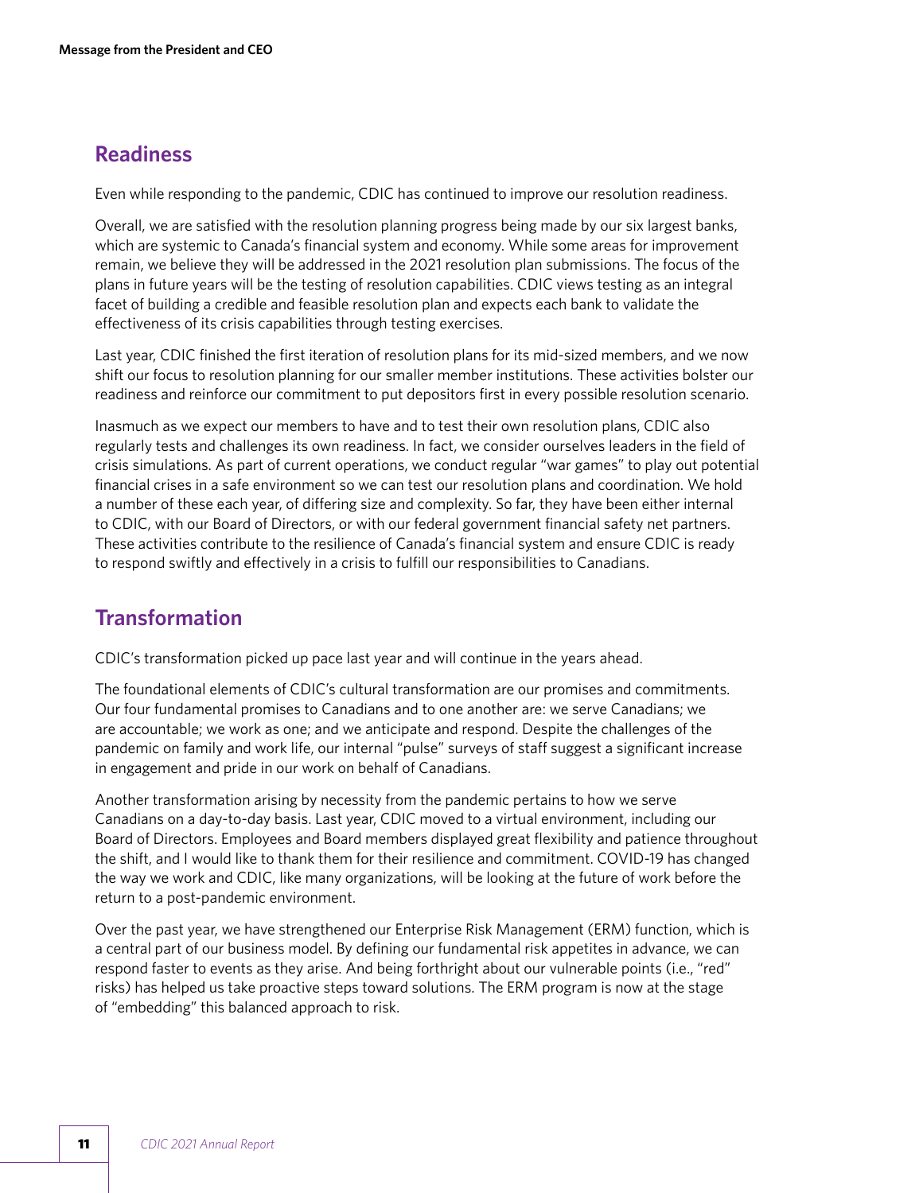## Readiness

Even while responding to the pandemic, CDIC has continued to improve our resolution readiness.

Overall, we are satisfied with the resolution planning progress being made by our six largest banks, which are systemic to Canada's financial system and economy. While some areas for improvement remain, we believe they will be addressed in the 2021 resolution plan submissions. The focus of the plans in future years will be the testing of resolution capabilities. CDIC views testing as an integral facet of building a credible and feasible resolution plan and expects each bank to validate the effectiveness of its crisis capabilities through testing exercises.

Last year, CDIC finished the first iteration of resolution plans for its mid-sized members, and we now shift our focus to resolution planning for our smaller member institutions. These activities bolster our readiness and reinforce our commitment to put depositors first in every possible resolution scenario.

Inasmuch as we expect our members to have and to test their own resolution plans, CDIC also regularly tests and challenges its own readiness. In fact, we consider ourselves leaders in the field of crisis simulations. As part of current operations, we conduct regular "war games" to play out potential financial crises in a safe environment so we can test our resolution plans and coordination. We hold a number of these each year, of differing size and complexity. So far, they have been either internal to CDIC, with our Board of Directors, or with our federal government financial safety net partners. These activities contribute to the resilience of Canada's financial system and ensure CDIC is ready to respond swiftly and effectively in a crisis to fulfill our responsibilities to Canadians.

## Transformation

CDIC's transformation picked up pace last year and will continue in the years ahead.

The foundational elements of CDIC's cultural transformation are our promises and commitments. Our four fundamental promises to Canadians and to one another are: we serve Canadians; we are accountable; we work as one; and we anticipate and respond. Despite the challenges of the pandemic on family and work life, our internal "pulse" surveys of staff suggest a significant increase in engagement and pride in our work on behalf of Canadians.

Another transformation arising by necessity from the pandemic pertains to how we serve Canadians on a day-to-day basis. Last year, CDIC moved to a virtual environment, including our Board of Directors. Employees and Board members displayed great flexibility and patience throughout the shift, and I would like to thank them for their resilience and commitment. COVID-19 has changed the way we work and CDIC, like many organizations, will be looking at the future of work before the return to a post-pandemic environment.

Over the past year, we have strengthened our Enterprise Risk Management (ERM) function, which is a central part of our business model. By defining our fundamental risk appetites in advance, we can respond faster to events as they arise. And being forthright about our vulnerable points (i.e., "red" risks) has helped us take proactive steps toward solutions. The ERM program is now at the stage of "embedding" this balanced approach to risk.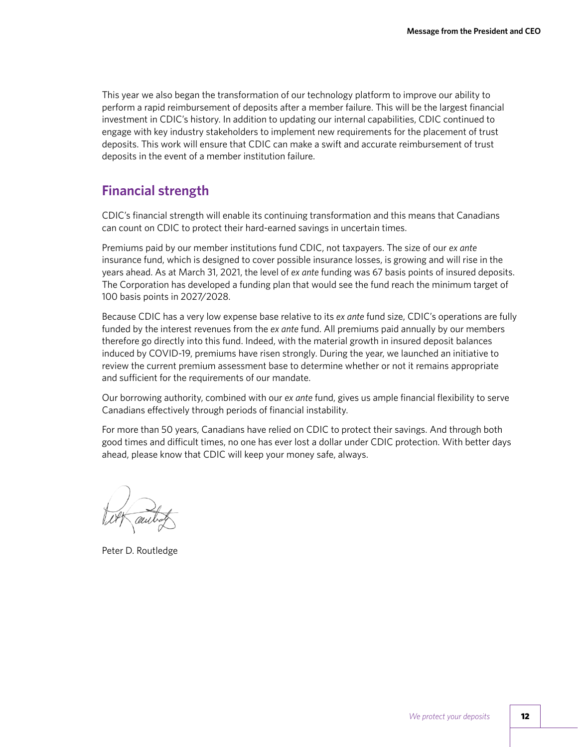This year we also began the transformation of our technology platform to improve our ability to perform a rapid reimbursement of deposits after a member failure. This will be the largest financial investment in CDIC's history. In addition to updating our internal capabilities, CDIC continued to engage with key industry stakeholders to implement new requirements for the placement of trust deposits. This work will ensure that CDIC can make a swift and accurate reimbursement of trust deposits in the event of a member institution failure.

## Financial strength

CDIC's financial strength will enable its continuing transformation and this means that Canadians can count on CDIC to protect their hard-earned savings in uncertain times.

Premiums paid by our member institutions fund CDIC, not taxpayers. The size of our *ex ante* insurance fund, which is designed to cover possible insurance losses, is growing and will rise in the years ahead. As at March 31, 2021, the level of *ex ante* funding was 67 basis points of insured deposits. The Corporation has developed a funding plan that would see the fund reach the minimum target of 100 basis points in 2027/2028.

Because CDIC has a very low expense base relative to its *ex ante* fund size, CDIC's operations are fully funded by the interest revenues from the *ex ante* fund. All premiums paid annually by our members therefore go directly into this fund. Indeed, with the material growth in insured deposit balances induced by COVID-19, premiums have risen strongly. During the year, we launched an initiative to review the current premium assessment base to determine whether or not it remains appropriate and sufficient for the requirements of our mandate.

Our borrowing authority, combined with our *ex ante* fund, gives us ample financial flexibility to serve Canadians effectively through periods of financial instability.

For more than 50 years, Canadians have relied on CDIC to protect their savings. And through both good times and difficult times, no one has ever lost a dollar under CDIC protection. With better days ahead, please know that CDIC will keep your money safe, always.

Peter D. Routledge